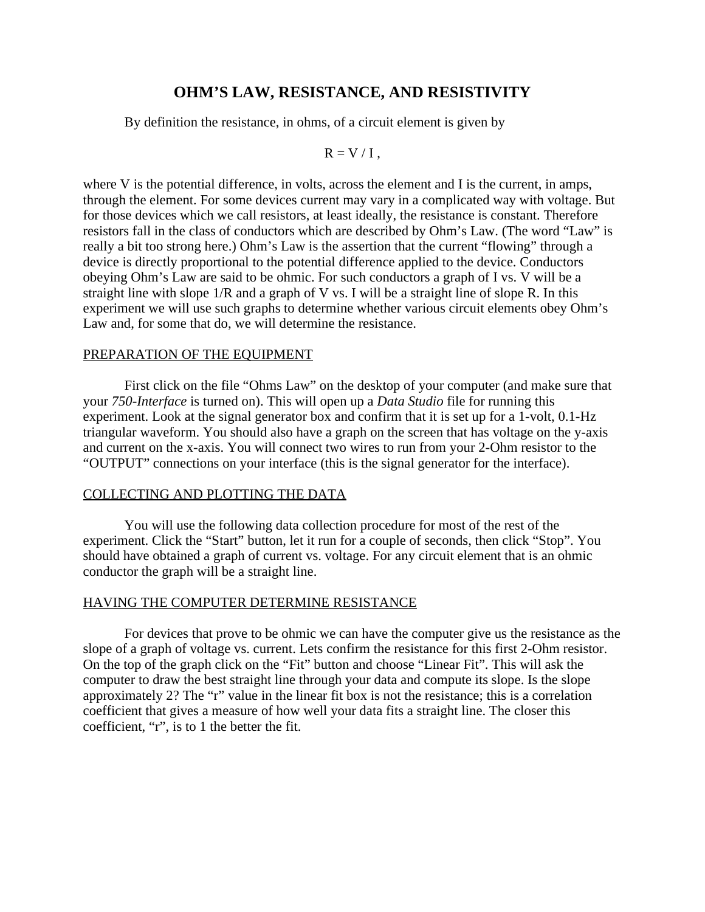# OHM'S LAW, RESISTANCE, AND RESISTIVITY

By definition the resistance, in ohms, of a circuit element is given by

$$R = V / I ,$$

where V is the potential difference, in volts, across the element and I is the current, in amps, through the element. For some devices current may vary in a complicated way with voltage. But for those devices which we call resistors, at least ideally, the resistance is constant. Therefore resistors fall in the class of conductors which are described by Ohm's Law. (The word "Law" is really a bit too strong here.) Ohm's Law is the assertion that the current "flowing" through a device is directly proportional to the potential difference applied to the device. Conductors obeying Ohm's Law are said to be ohmic. For such conductors a graph of I vs. V will be a straight line with slope 1/R and a graph of V vs. I will be a straight line of slope R. In this experiment we will use such graphs to determine whether various circuit elements obey Ohm's Law and, for some that do, we will determine the resistance.

## PREPARATION OF THE EQUIPMENT

First click on the file "Ohms Law" on the desktop of your computer (and make sure that your *750-Interface* is turned on). This will open up a *Data Studio* file for running this experiment. Look at the signal generator box and confirm that it is set up for a 1-volt, 0.1-Hz triangular waveform. You should also have a graph on the screen that has voltage on the y-axis and current on the x-axis. You will connect two wires to run from your 2-Ohm resistor to the "OUTPUT" connections on your interface (this is the signal generator for the interface).

## COLLECTING AND PLOTTING THE DATA

You will use the following data collection procedure for most of the rest of the experiment. Click the "Start" button, let it run for a couple of seconds, then click "Stop". You should have obtained a graph of current vs. voltage. For any circuit element that is an ohmic conductor the graph will be a straight line.

## HAVING THE COMPUTER DETERMINE RESISTANCE

For devices that prove to be ohmic we can have the computer give us the resistance as the slope of a graph of voltage vs. current. Lets confirm the resistance for this first 2-Ohm resistor. On the top of the graph click on the "Fit" button and choose "Linear Fit". This will ask the computer to draw the best straight line through your data and compute its slope. Is the slope approximately 2? The "r" value in the linear fit box is not the resistance; this is a correlation coefficient that gives a measure of how well your data fits a straight line. The closer this coefficient, "r", is to 1 the better the fit.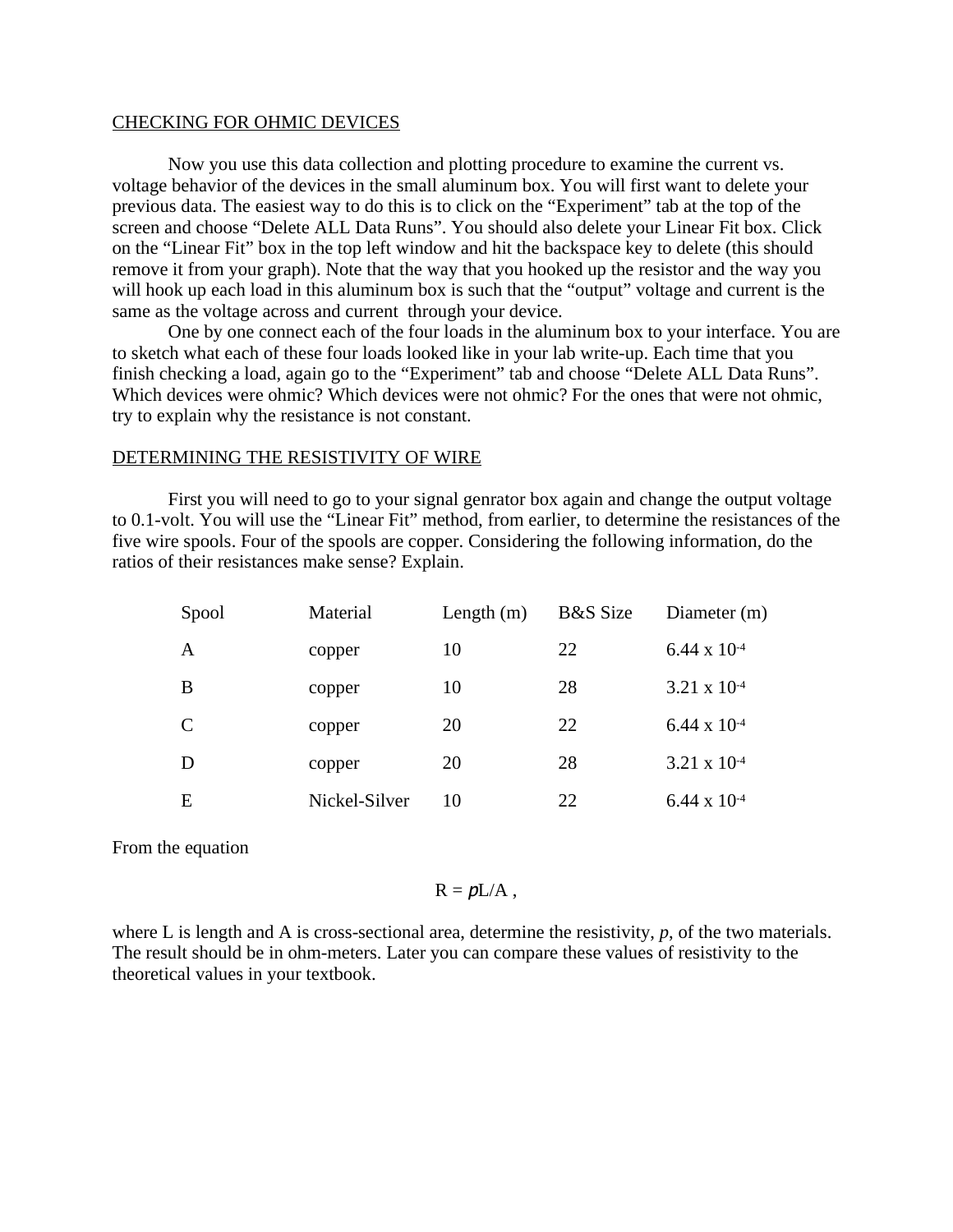## CHECKING FOR OHMIC DEVICES

Now you use this data collection and plotting procedure to examine the current vs. voltage behavior of the devices in the small aluminum box. You will first want to delete your previous data. The easiest way to do this is to click on the "Experiment" tab at the top of the screen and choose "Delete ALL Data Runs". You should also delete your Linear Fit box. Click on the "Linear Fit" box in the top left window and hit the backspace key to delete (this should remove it from your graph). Note that the way that you hooked up the resistor and the way you will hook up each load in this aluminum box is such that the "output" voltage and current is the same as the voltage across and current through your device.

One by one connect each of the four loads in the aluminum box to your interface. You are to sketch what each of these four loads looked like in your lab write-up. Each time that you finish checking a load, again go to the "Experiment" tab and choose "Delete ALL Data Runs". Which devices were ohmic? Which devices were not ohmic? For the ones that were not ohmic, try to explain why the resistance is not constant.

## DETERMINING THE RESISTIVITY OF WIRE

First you will need to go to your signal genrator box again and change the output voltage to 0.1-volt. You will use the "Linear Fit" method, from earlier, to determine the resistances of the five wire spools. Four of the spools are copper. Considering the following information, do the ratios of their resistances make sense? Explain.

| Spool | Material | Length (m) | B&S Size | Diameter (m) |
|---|---|---|---|---|
| A | copper | 10 | 22 | $6.44 \times 10^{-4}$ |
| B | copper | 10 | 28 | $3.21 \times 10^{-4}$ |
| C | copper | 20 | 22 | $6.44 \times 10^{-4}$ |
| D | copper | 20 | 28 | $3.21 \times 10^{-4}$ |
| E | Nickel-Silver | 10 | 22 | $6.44 \times 10^{-4}$ |

From the equation

$$R = \rho L/A ,$$

where L is length and A is cross-sectional area, determine the resistivity, $\rho$, of the two materials. The result should be in ohm-meters. Later you can compare these values of resistivity to the theoretical values in your textbook.